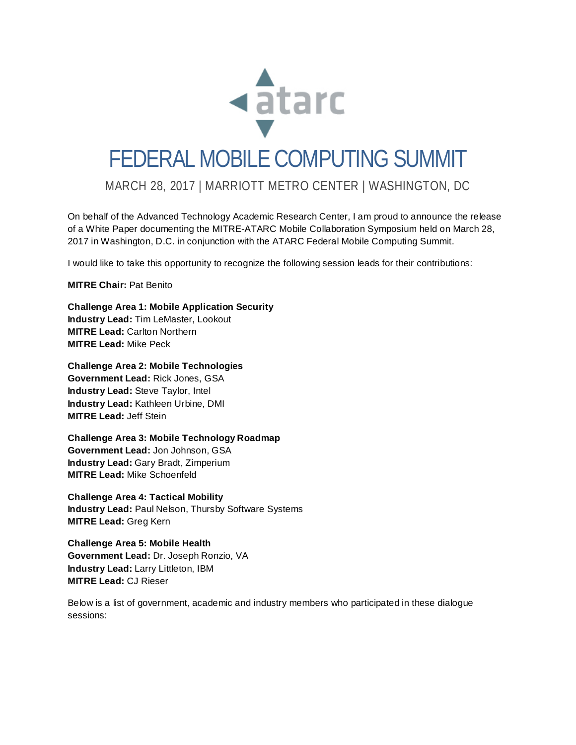atarc

# FEDERAL MOBILE COMPUTING SUMMIT

MARCH 28, 2017 | MARRIOTT METRO CENTER | WASHINGTON, DC

On behalf of the Advanced Technology Academic Research Center, I am proud to announce the release of a White Paper documenting the MITRE-ATARC Mobile Collaboration Symposium held on March 28, 2017 in Washington, D.C. in conjunction with the ATARC Federal Mobile Computing Summit.

I would like to take this opportunity to recognize the following session leads for their contributions:

**MITRE Chair:** Pat Benito

**Challenge Area 1: Mobile Application Security**
**Industry Lead:** Tim LeMaster, Lookout
**MITRE Lead:** Carlton Northern
**MITRE Lead:** Mike Peck

**Challenge Area 2: Mobile Technologies**
**Government Lead:** Rick Jones, GSA
**Industry Lead:** Steve Taylor, Intel
**Industry Lead:** Kathleen Urbine, DMI
**MITRE Lead:** Jeff Stein

**Challenge Area 3: Mobile Technology Roadmap**
**Government Lead:** Jon Johnson, GSA
**Industry Lead:** Gary Bradt, Zimperium
**MITRE Lead:** Mike Schoenfeld

**Challenge Area 4: Tactical Mobility**
**Industry Lead:** Paul Nelson, Thursby Software Systems
**MITRE Lead:** Greg Kern

**Challenge Area 5: Mobile Health**
**Government Lead:** Dr. Joseph Ronzio, VA
**Industry Lead:** Larry Littleton, IBM
**MITRE Lead:** CJ Rieser

Below is a list of government, academic and industry members who participated in these dialogue sessions: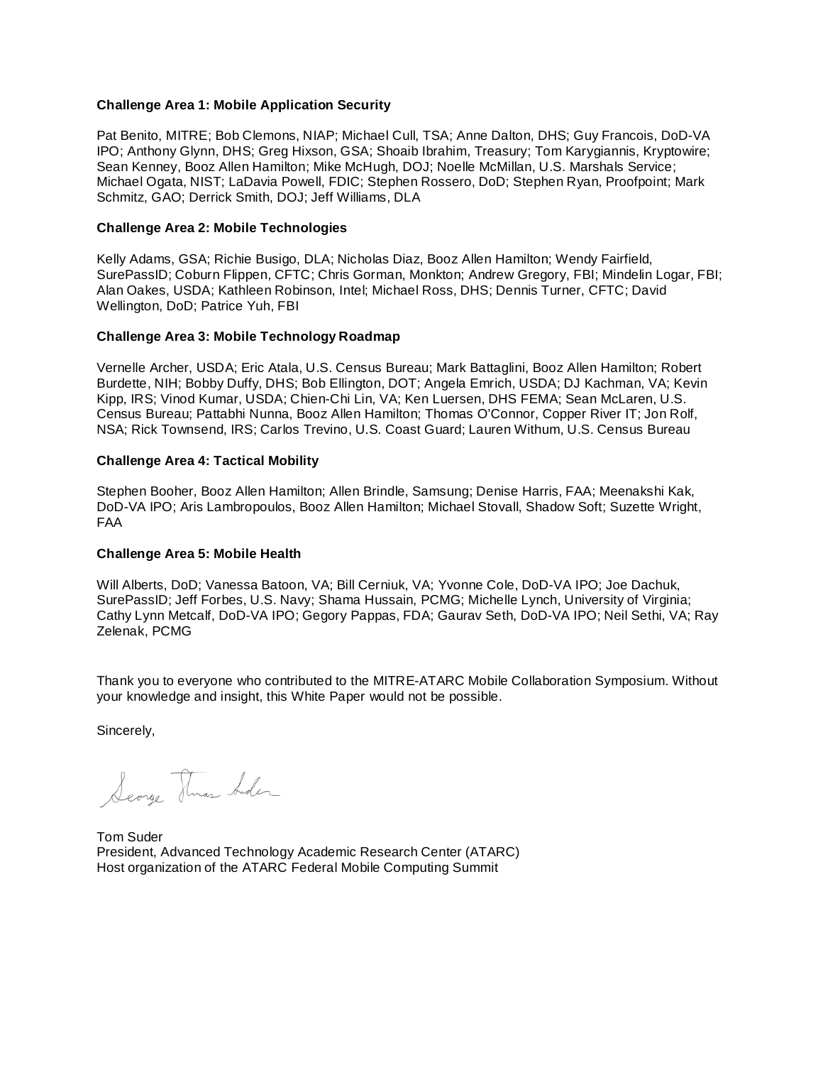**Challenge Area 1: Mobile Application Security**

Pat Benito, MITRE; Bob Clemons, NIAP; Michael Cull, TSA; Anne Dalton, DHS; Guy Francois, DoD-VA IPO; Anthony Glynn, DHS; Greg Hixson, GSA; Shoaib Ibrahim, Treasury; Tom Karygiannis, Kryptowire; Sean Kenney, Booz Allen Hamilton; Mike McHugh, DOJ; Noelle McMillan, U.S. Marshals Service; Michael Ogata, NIST; LaDavia Powell, FDIC; Stephen Rossero, DoD; Stephen Ryan, Proofpoint; Mark Schmitz, GAO; Derrick Smith, DOJ; Jeff Williams, DLA

**Challenge Area 2: Mobile Technologies**

Kelly Adams, GSA; Richie Busigo, DLA; Nicholas Diaz, Booz Allen Hamilton; Wendy Fairfield, SurePassID; Coburn Flippen, CFTC; Chris Gorman, Monkton; Andrew Gregory, FBI; Mindelin Logar, FBI; Alan Oakes, USDA; Kathleen Robinson, Intel; Michael Ross, DHS; Dennis Turner, CFTC; David Wellington, DoD; Patrice Yuh, FBI

**Challenge Area 3: Mobile Technology Roadmap**

Vernelle Archer, USDA; Eric Atala, U.S. Census Bureau; Mark Battaglini, Booz Allen Hamilton; Robert Burdette, NIH; Bobby Duffy, DHS; Bob Ellington, DOT; Angela Emrich, USDA; DJ Kachman, VA; Kevin Kipp, IRS; Vinod Kumar, USDA; Chien-Chi Lin, VA; Ken Luersen, DHS FEMA; Sean McLaren, U.S. Census Bureau; Pattabhi Nunna, Booz Allen Hamilton; Thomas O'Connor, Copper River IT; Jon Rolf, NSA; Rick Townsend, IRS; Carlos Trevino, U.S. Coast Guard; Lauren Withum, U.S. Census Bureau

**Challenge Area 4: Tactical Mobility**

Stephen Booher, Booz Allen Hamilton; Allen Brindle, Samsung; Denise Harris, FAA; Meenakshi Kak, DoD-VA IPO; Aris Lambropoulos, Booz Allen Hamilton; Michael Stovall, Shadow Soft; Suzette Wright, FAA

**Challenge Area 5: Mobile Health**

Will Alberts, DoD; Vanessa Batoon, VA; Bill Cerniuk, VA; Yvonne Cole, DoD-VA IPO; Joe Dachuk, SurePassID; Jeff Forbes, U.S. Navy; Shama Hussain, PCMG; Michelle Lynch, University of Virginia; Cathy Lynn Metcalf, DoD-VA IPO; Gegory Pappas, FDA; Gaurav Seth, DoD-VA IPO; Neil Sethi, VA; Ray Zelenak, PCMG

Thank you to everyone who contributed to the MITRE-ATARC Mobile Collaboration Symposium. Without your knowledge and insight, this White Paper would not be possible.

Sincerely,

Tom Suder
President, Advanced Technology Academic Research Center (ATARC)
Host organization of the ATARC Federal Mobile Computing Summit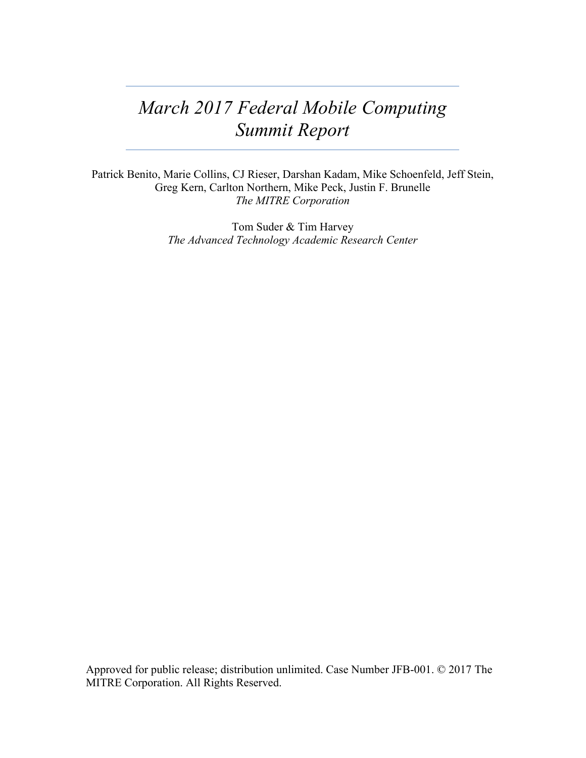# *March 2017 Federal Mobile Computing Summit Report*

Patrick Benito, Marie Collins, CJ Rieser, Darshan Kadam, Mike Schoenfeld, Jeff Stein, Greg Kern, Carlton Northern, Mike Peck, Justin F. Brunelle
*The MITRE Corporation*

Tom Suder & Tim Harvey
*The Advanced Technology Academic Research Center*

Approved for public release; distribution unlimited. Case Number JFB-001. © 2017 The MITRE Corporation. All Rights Reserved.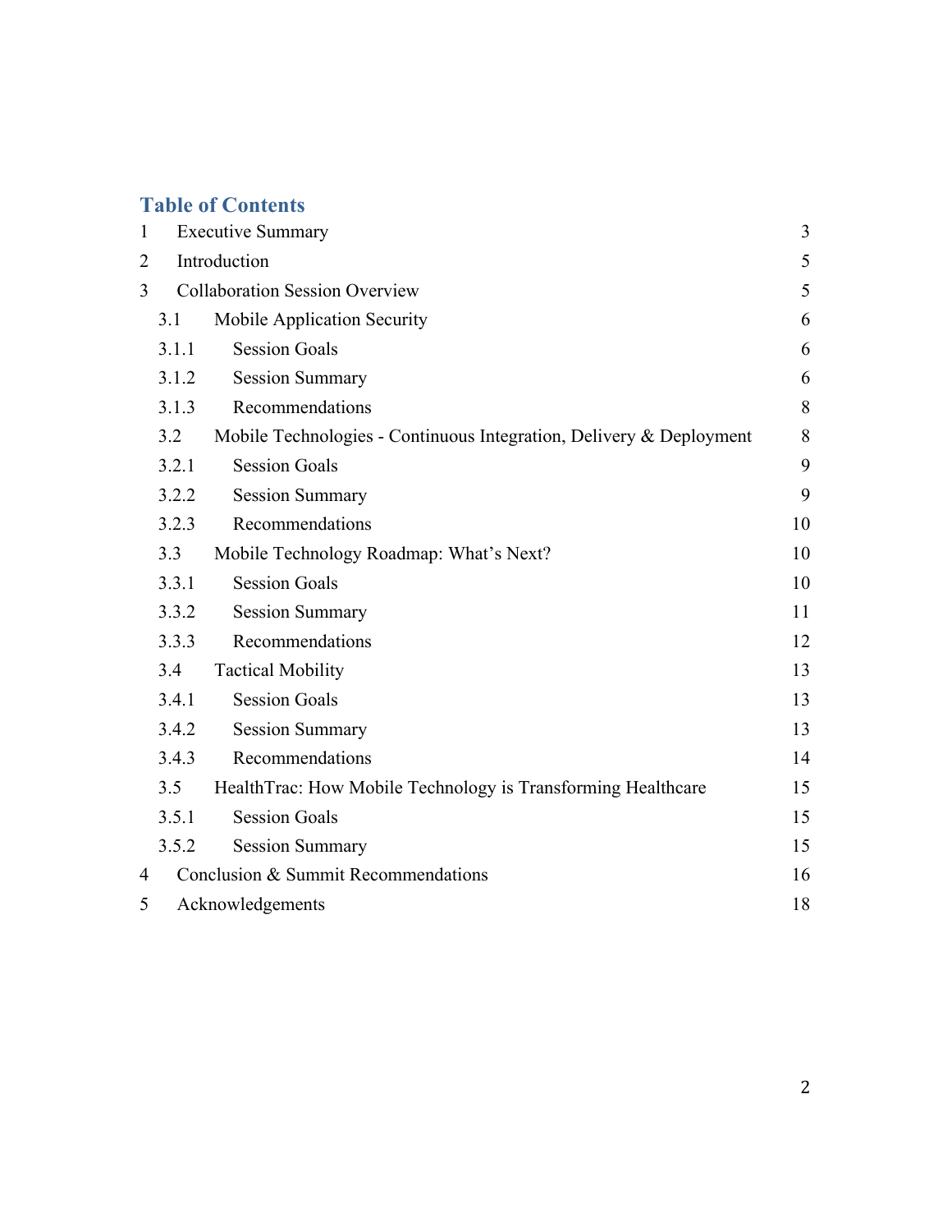## Table of Contents

| | | |
|---|---|---|
| 1 | Executive Summary | 3 |
| 2 | Introduction | 5 |
| 3 | Collaboration Session Overview | 5 |
| 3.1 | Mobile Application Security | 6 |
| 3.1.1 | Session Goals | 6 |
| 3.1.2 | Session Summary | 6 |
| 3.1.3 | Recommendations | 8 |
| 3.2 | Mobile Technologies - Continuous Integration, Delivery & Deployment | 8 |
| 3.2.1 | Session Goals | 9 |
| 3.2.2 | Session Summary | 9 |
| 3.2.3 | Recommendations | 10 |
| 3.3 | Mobile Technology Roadmap: What's Next? | 10 |
| 3.3.1 | Session Goals | 10 |
| 3.3.2 | Session Summary | 11 |
| 3.3.3 | Recommendations | 12 |
| 3.4 | Tactical Mobility | 13 |
| 3.4.1 | Session Goals | 13 |
| 3.4.2 | Session Summary | 13 |
| 3.4.3 | Recommendations | 14 |
| 3.5 | HealthTrac: How Mobile Technology is Transforming Healthcare | 15 |
| 3.5.1 | Session Goals | 15 |
| 3.5.2 | Session Summary | 15 |
| 4 | Conclusion & Summit Recommendations | 16 |
| 5 | Acknowledgements | 18 |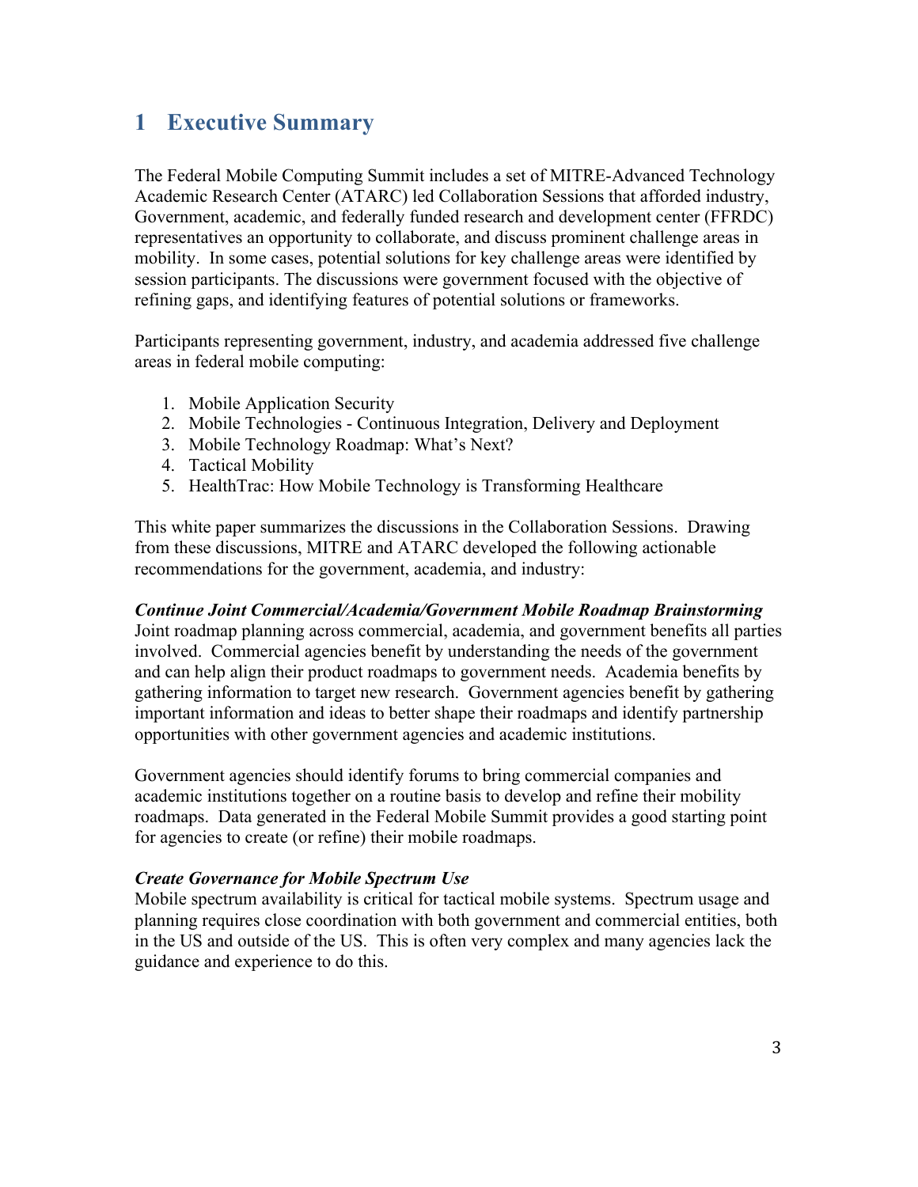# 1 Executive Summary

The Federal Mobile Computing Summit includes a set of MITRE-Advanced Technology Academic Research Center (ATARC) led Collaboration Sessions that afforded industry, Government, academic, and federally funded research and development center (FFRDC) representatives an opportunity to collaborate, and discuss prominent challenge areas in mobility. In some cases, potential solutions for key challenge areas were identified by session participants. The discussions were government focused with the objective of refining gaps, and identifying features of potential solutions or frameworks.

Participants representing government, industry, and academia addressed five challenge areas in federal mobile computing:

1. Mobile Application Security
2. Mobile Technologies - Continuous Integration, Delivery and Deployment
3. Mobile Technology Roadmap: What's Next?
4. Tactical Mobility
5. HealthTrac: How Mobile Technology is Transforming Healthcare

This white paper summarizes the discussions in the Collaboration Sessions. Drawing from these discussions, MITRE and ATARC developed the following actionable recommendations for the government, academia, and industry:

***Continue Joint Commercial/Academia/Government Mobile Roadmap Brainstorming***
Joint roadmap planning across commercial, academia, and government benefits all parties involved. Commercial agencies benefit by understanding the needs of the government and can help align their product roadmaps to government needs. Academia benefits by gathering information to target new research. Government agencies benefit by gathering important information and ideas to better shape their roadmaps and identify partnership opportunities with other government agencies and academic institutions.

Government agencies should identify forums to bring commercial companies and academic institutions together on a routine basis to develop and refine their mobility roadmaps. Data generated in the Federal Mobile Summit provides a good starting point for agencies to create (or refine) their mobile roadmaps.

***Create Governance for Mobile Spectrum Use***
Mobile spectrum availability is critical for tactical mobile systems. Spectrum usage and planning requires close coordination with both government and commercial entities, both in the US and outside of the US. This is often very complex and many agencies lack the guidance and experience to do this.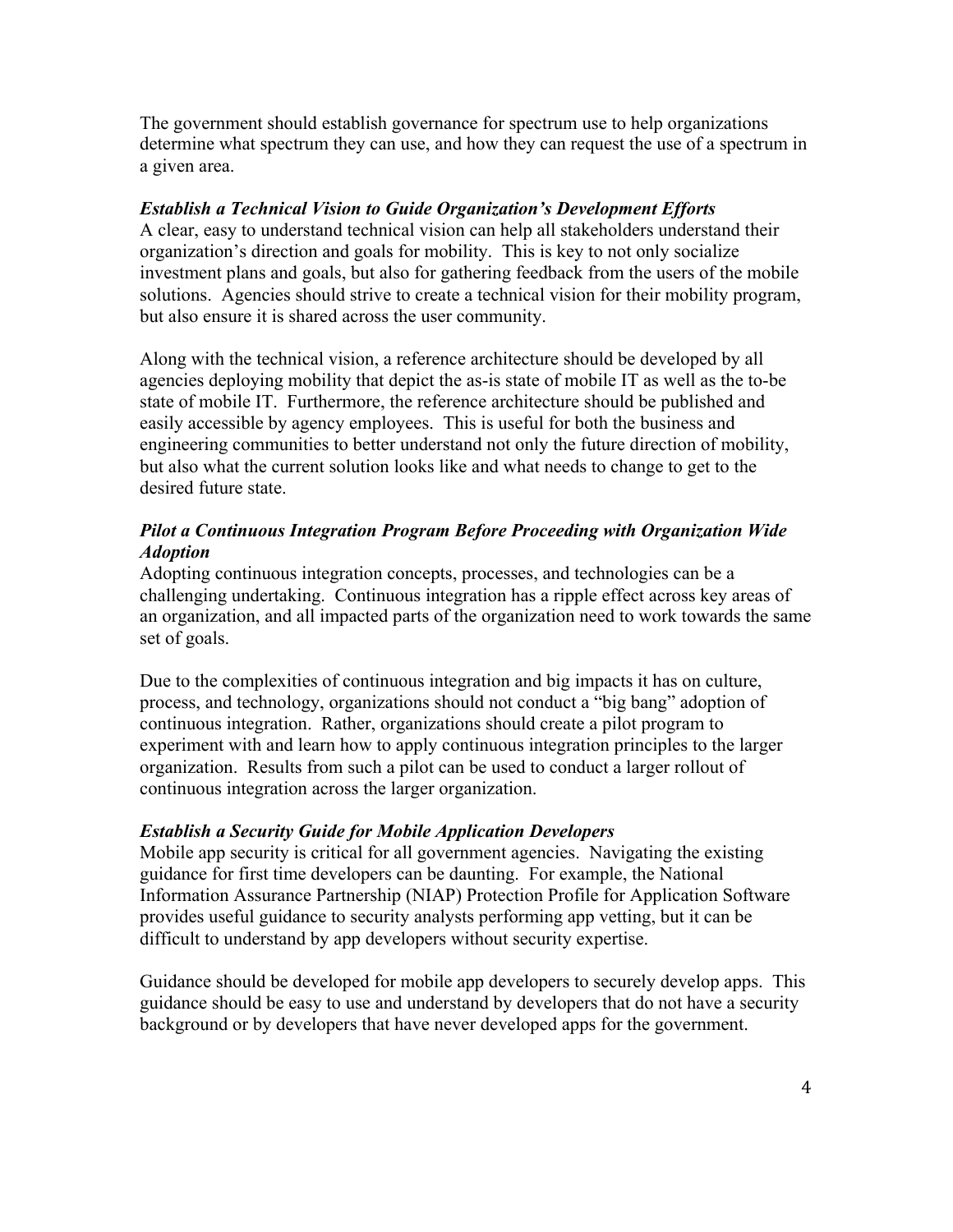The government should establish governance for spectrum use to help organizations determine what spectrum they can use, and how they can request the use of a spectrum in a given area.

### *Establish a Technical Vision to Guide Organization's Development Efforts*

A clear, easy to understand technical vision can help all stakeholders understand their organization's direction and goals for mobility. This is key to not only socialize investment plans and goals, but also for gathering feedback from the users of the mobile solutions. Agencies should strive to create a technical vision for their mobility program, but also ensure it is shared across the user community.

Along with the technical vision, a reference architecture should be developed by all agencies deploying mobility that depict the as-is state of mobile IT as well as the to-be state of mobile IT. Furthermore, the reference architecture should be published and easily accessible by agency employees. This is useful for both the business and engineering communities to better understand not only the future direction of mobility, but also what the current solution looks like and what needs to change to get to the desired future state.

### *Pilot a Continuous Integration Program Before Proceeding with Organization Wide Adoption*

Adopting continuous integration concepts, processes, and technologies can be a challenging undertaking. Continuous integration has a ripple effect across key areas of an organization, and all impacted parts of the organization need to work towards the same set of goals.

Due to the complexities of continuous integration and big impacts it has on culture, process, and technology, organizations should not conduct a "big bang" adoption of continuous integration. Rather, organizations should create a pilot program to experiment with and learn how to apply continuous integration principles to the larger organization. Results from such a pilot can be used to conduct a larger rollout of continuous integration across the larger organization.

### *Establish a Security Guide for Mobile Application Developers*

Mobile app security is critical for all government agencies. Navigating the existing guidance for first time developers can be daunting. For example, the National Information Assurance Partnership (NIAP) Protection Profile for Application Software provides useful guidance to security analysts performing app vetting, but it can be difficult to understand by app developers without security expertise.

Guidance should be developed for mobile app developers to securely develop apps. This guidance should be easy to use and understand by developers that do not have a security background or by developers that have never developed apps for the government.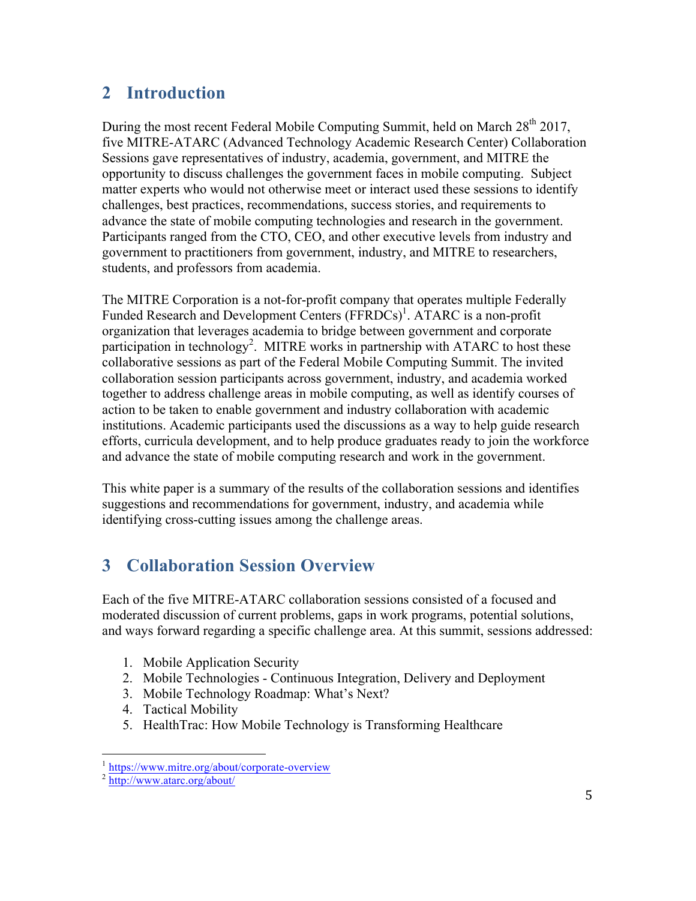## 2 Introduction

During the most recent Federal Mobile Computing Summit, held on March 28th 2017, five MITRE-ATARC (Advanced Technology Academic Research Center) Collaboration Sessions gave representatives of industry, academia, government, and MITRE the opportunity to discuss challenges the government faces in mobile computing. Subject matter experts who would not otherwise meet or interact used these sessions to identify challenges, best practices, recommendations, success stories, and requirements to advance the state of mobile computing technologies and research in the government. Participants ranged from the CTO, CEO, and other executive levels from industry and government to practitioners from government, industry, and MITRE to researchers, students, and professors from academia.

The MITRE Corporation is a not-for-profit company that operates multiple Federally Funded Research and Development Centers (FFRDCs)[1]. ATARC is a non-profit organization that leverages academia to bridge between government and corporate participation in technology[2]. MITRE works in partnership with ATARC to host these collaborative sessions as part of the Federal Mobile Computing Summit. The invited collaboration session participants across government, industry, and academia worked together to address challenge areas in mobile computing, as well as identify courses of action to be taken to enable government and industry collaboration with academic institutions. Academic participants used the discussions as a way to help guide research efforts, curricula development, and to help produce graduates ready to join the workforce and advance the state of mobile computing research and work in the government.

This white paper is a summary of the results of the collaboration sessions and identifies suggestions and recommendations for government, industry, and academia while identifying cross-cutting issues among the challenge areas.

## 3 Collaboration Session Overview

Each of the five MITRE-ATARC collaboration sessions consisted of a focused and moderated discussion of current problems, gaps in work programs, potential solutions, and ways forward regarding a specific challenge area. At this summit, sessions addressed:

1. Mobile Application Security
2. Mobile Technologies - Continuous Integration, Delivery and Deployment
3. Mobile Technology Roadmap: What's Next?
4. Tactical Mobility
5. HealthTrac: How Mobile Technology is Transforming Healthcare

---

[1] https://www.mitre.org/about/corporate-overview

[2] http://www.atarc.org/about/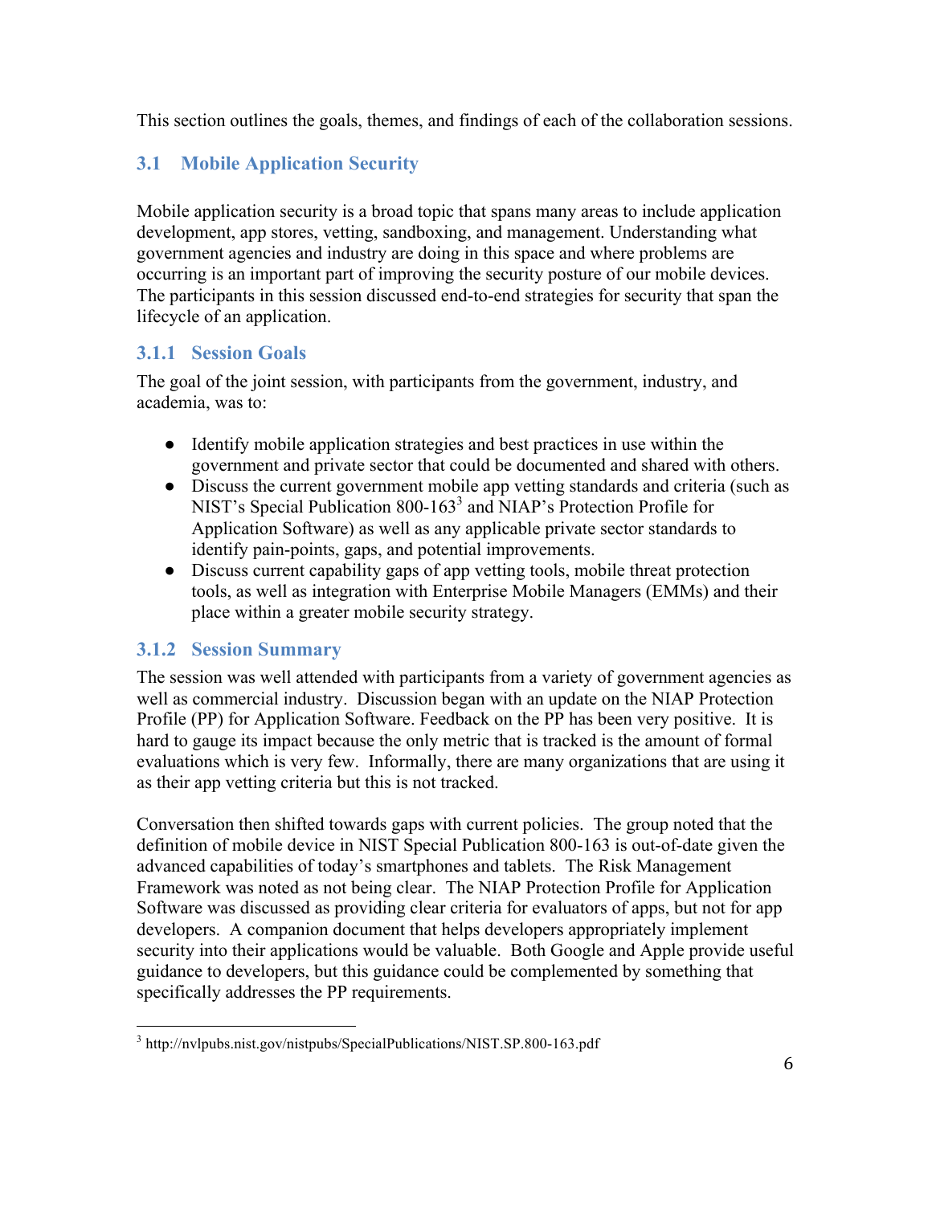This section outlines the goals, themes, and findings of each of the collaboration sessions.

## 3.1 Mobile Application Security

Mobile application security is a broad topic that spans many areas to include application development, app stores, vetting, sandboxing, and management. Understanding what government agencies and industry are doing in this space and where problems are occurring is an important part of improving the security posture of our mobile devices. The participants in this session discussed end-to-end strategies for security that span the lifecycle of an application.

### 3.1.1 Session Goals

The goal of the joint session, with participants from the government, industry, and academia, was to:

- Identify mobile application strategies and best practices in use within the government and private sector that could be documented and shared with others.
- Discuss the current government mobile app vetting standards and criteria (such as NIST's Special Publication 800-163[3] and NIAP's Protection Profile for Application Software) as well as any applicable private sector standards to identify pain-points, gaps, and potential improvements.
- Discuss current capability gaps of app vetting tools, mobile threat protection tools, as well as integration with Enterprise Mobile Managers (EMMs) and their place within a greater mobile security strategy.

### 3.1.2 Session Summary

The session was well attended with participants from a variety of government agencies as well as commercial industry. Discussion began with an update on the NIAP Protection Profile (PP) for Application Software. Feedback on the PP has been very positive. It is hard to gauge its impact because the only metric that is tracked is the amount of formal evaluations which is very few. Informally, there are many organizations that are using it as their app vetting criteria but this is not tracked.

Conversation then shifted towards gaps with current policies. The group noted that the definition of mobile device in NIST Special Publication 800-163 is out-of-date given the advanced capabilities of today's smartphones and tablets. The Risk Management Framework was noted as not being clear. The NIAP Protection Profile for Application Software was discussed as providing clear criteria for evaluators of apps, but not for app developers. A companion document that helps developers appropriately implement security into their applications would be valuable. Both Google and Apple provide useful guidance to developers, but this guidance could be complemented by something that specifically addresses the PP requirements.

[3] http://nvlpubs.nist.gov/nistpubs/SpecialPublications/NIST.SP.800-163.pdf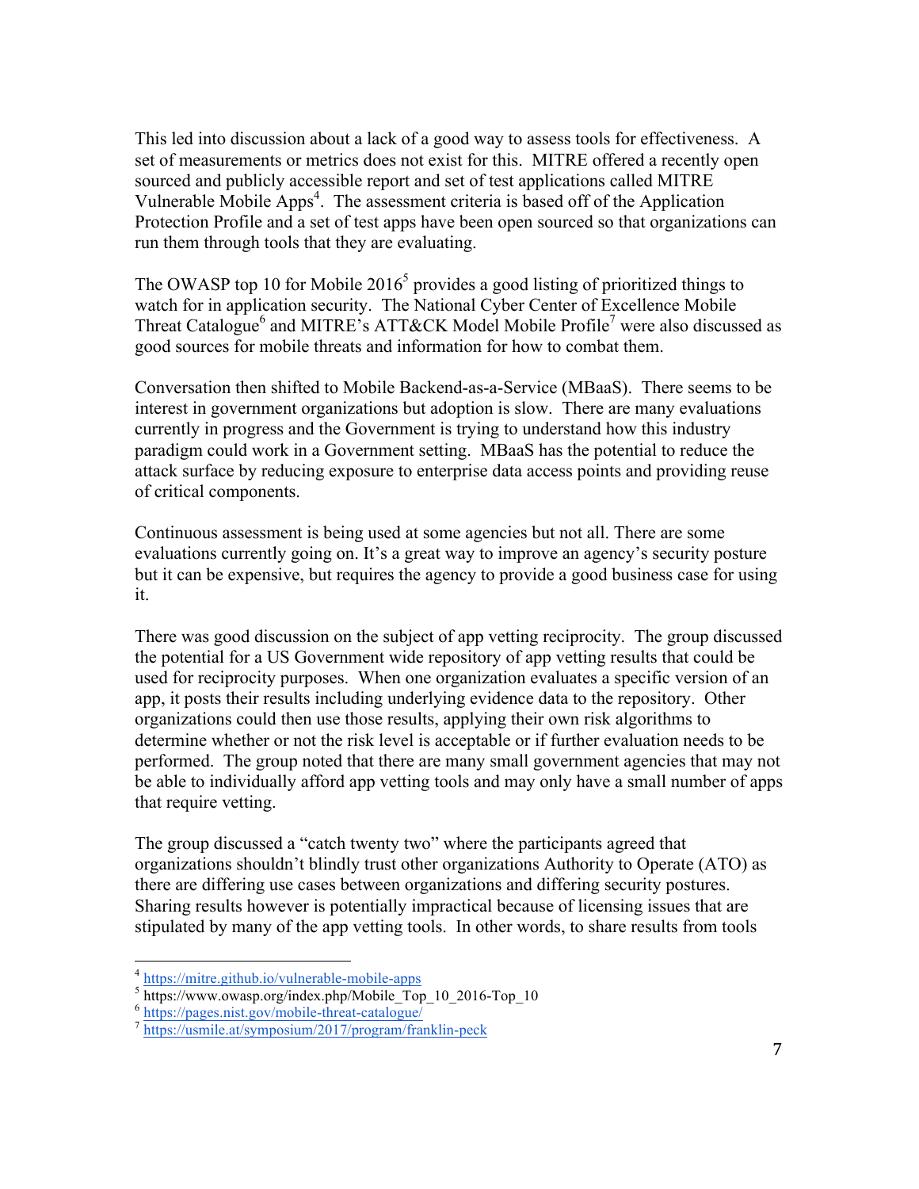This led into discussion about a lack of a good way to assess tools for effectiveness. A set of measurements or metrics does not exist for this. MITRE offered a recently open sourced and publicly accessible report and set of test applications called MITRE Vulnerable Mobile Apps[4]. The assessment criteria is based off of the Application Protection Profile and a set of test apps have been open sourced so that organizations can run them through tools that they are evaluating.

The OWASP top 10 for Mobile 2016[5] provides a good listing of prioritized things to watch for in application security. The National Cyber Center of Excellence Mobile Threat Catalogue[6] and MITRE's ATT&CK Model Mobile Profile[7] were also discussed as good sources for mobile threats and information for how to combat them.

Conversation then shifted to Mobile Backend-as-a-Service (MBaaS). There seems to be interest in government organizations but adoption is slow. There are many evaluations currently in progress and the Government is trying to understand how this industry paradigm could work in a Government setting. MBaaS has the potential to reduce the attack surface by reducing exposure to enterprise data access points and providing reuse of critical components.

Continuous assessment is being used at some agencies but not all. There are some evaluations currently going on. It's a great way to improve an agency's security posture but it can be expensive, but requires the agency to provide a good business case for using it.

There was good discussion on the subject of app vetting reciprocity. The group discussed the potential for a US Government wide repository of app vetting results that could be used for reciprocity purposes. When one organization evaluates a specific version of an app, it posts their results including underlying evidence data to the repository. Other organizations could then use those results, applying their own risk algorithms to determine whether or not the risk level is acceptable or if further evaluation needs to be performed. The group noted that there are many small government agencies that may not be able to individually afford app vetting tools and may only have a small number of apps that require vetting.

The group discussed a "catch twenty two" where the participants agreed that organizations shouldn't blindly trust other organizations Authority to Operate (ATO) as there are differing use cases between organizations and differing security postures. Sharing results however is potentially impractical because of licensing issues that are stipulated by many of the app vetting tools. In other words, to share results from tools

---

[4] https://mitre.github.io/vulnerable-mobile-apps

[5] https://www.owasp.org/index.php/Mobile_Top_10_2016-Top_10

[6] https://pages.nist.gov/mobile-threat-catalogue/

[7] https://usmile.at/symposium/2017/program/franklin-peck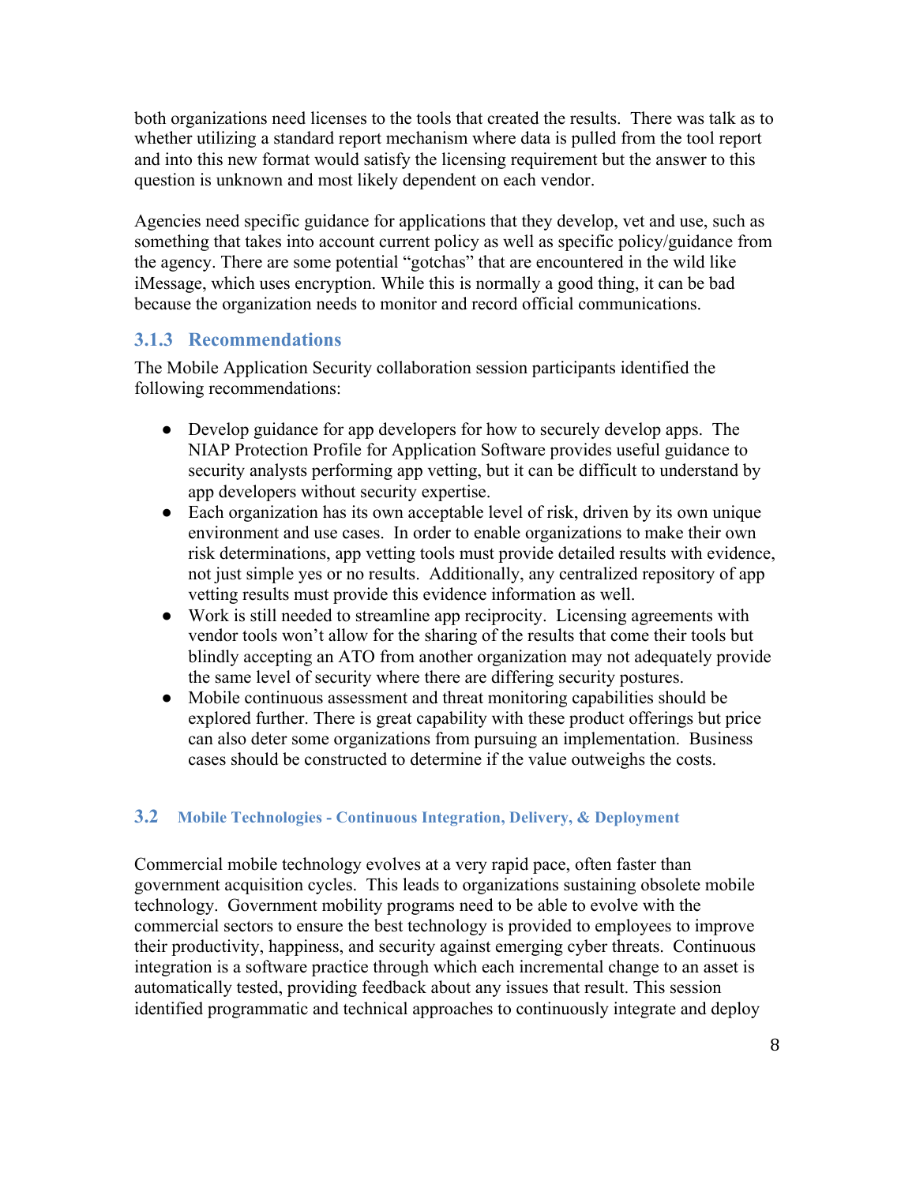both organizations need licenses to the tools that created the results. There was talk as to whether utilizing a standard report mechanism where data is pulled from the tool report and into this new format would satisfy the licensing requirement but the answer to this question is unknown and most likely dependent on each vendor.

Agencies need specific guidance for applications that they develop, vet and use, such as something that takes into account current policy as well as specific policy/guidance from the agency. There are some potential "gotchas" that are encountered in the wild like iMessage, which uses encryption. While this is normally a good thing, it can be bad because the organization needs to monitor and record official communications.

### 3.1.3 Recommendations

The Mobile Application Security collaboration session participants identified the following recommendations:

- Develop guidance for app developers for how to securely develop apps. The NIAP Protection Profile for Application Software provides useful guidance to security analysts performing app vetting, but it can be difficult to understand by app developers without security expertise.
- Each organization has its own acceptable level of risk, driven by its own unique environment and use cases. In order to enable organizations to make their own risk determinations, app vetting tools must provide detailed results with evidence, not just simple yes or no results. Additionally, any centralized repository of app vetting results must provide this evidence information as well.
- Work is still needed to streamline app reciprocity. Licensing agreements with vendor tools won't allow for the sharing of the results that come their tools but blindly accepting an ATO from another organization may not adequately provide the same level of security where there are differing security postures.
- Mobile continuous assessment and threat monitoring capabilities should be explored further. There is great capability with these product offerings but price can also deter some organizations from pursuing an implementation. Business cases should be constructed to determine if the value outweighs the costs.

## 3.2 Mobile Technologies - Continuous Integration, Delivery, & Deployment

Commercial mobile technology evolves at a very rapid pace, often faster than government acquisition cycles. This leads to organizations sustaining obsolete mobile technology. Government mobility programs need to be able to evolve with the commercial sectors to ensure the best technology is provided to employees to improve their productivity, happiness, and security against emerging cyber threats. Continuous integration is a software practice through which each incremental change to an asset is automatically tested, providing feedback about any issues that result. This session identified programmatic and technical approaches to continuously integrate and deploy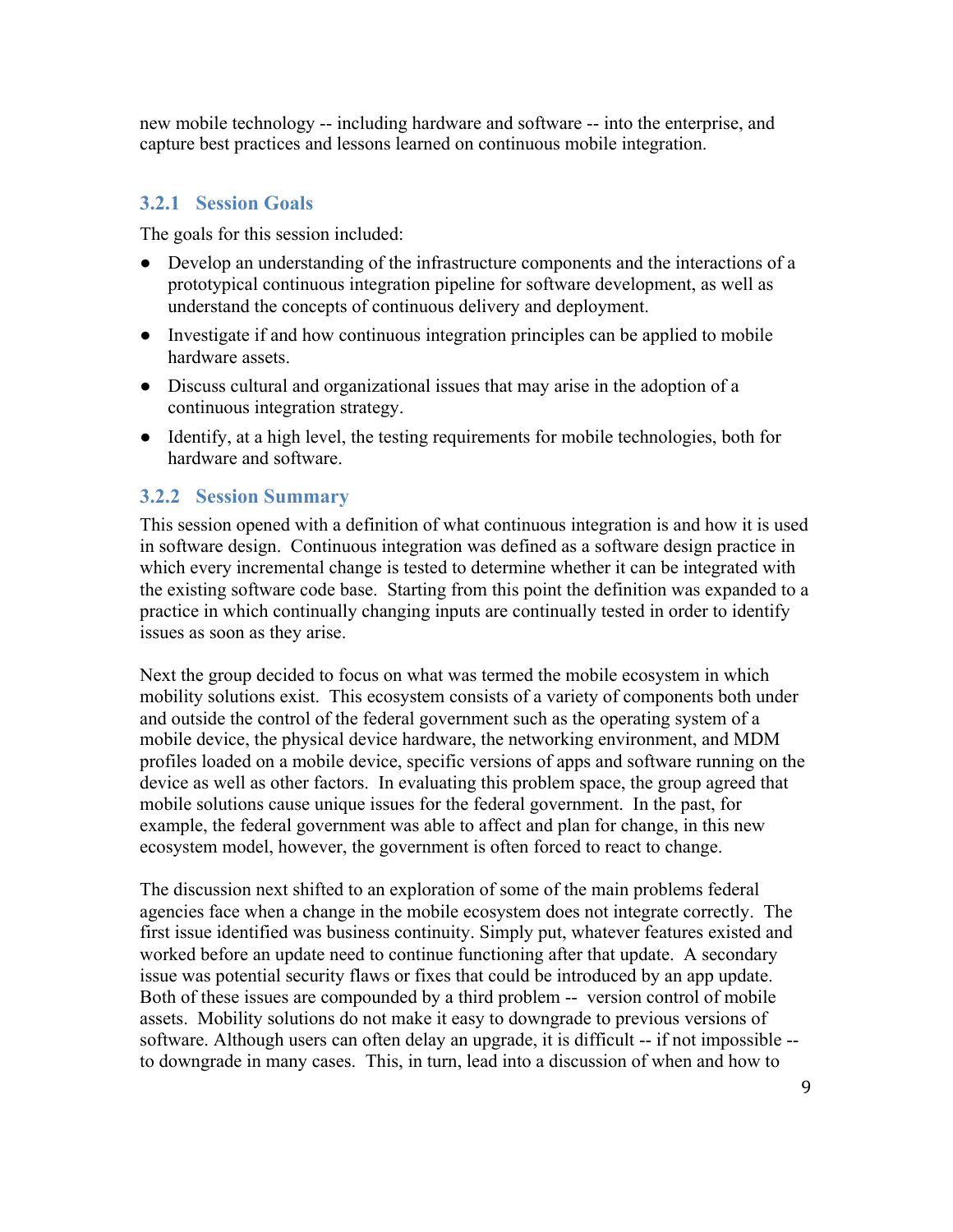new mobile technology -- including hardware and software -- into the enterprise, and capture best practices and lessons learned on continuous mobile integration.

### 3.2.1 Session Goals

The goals for this session included:

- Develop an understanding of the infrastructure components and the interactions of a prototypical continuous integration pipeline for software development, as well as understand the concepts of continuous delivery and deployment.
- Investigate if and how continuous integration principles can be applied to mobile hardware assets.
- Discuss cultural and organizational issues that may arise in the adoption of a continuous integration strategy.
- Identify, at a high level, the testing requirements for mobile technologies, both for hardware and software.

### 3.2.2 Session Summary

This session opened with a definition of what continuous integration is and how it is used in software design. Continuous integration was defined as a software design practice in which every incremental change is tested to determine whether it can be integrated with the existing software code base. Starting from this point the definition was expanded to a practice in which continually changing inputs are continually tested in order to identify issues as soon as they arise.

Next the group decided to focus on what was termed the mobile ecosystem in which mobility solutions exist. This ecosystem consists of a variety of components both under and outside the control of the federal government such as the operating system of a mobile device, the physical device hardware, the networking environment, and MDM profiles loaded on a mobile device, specific versions of apps and software running on the device as well as other factors. In evaluating this problem space, the group agreed that mobile solutions cause unique issues for the federal government. In the past, for example, the federal government was able to affect and plan for change, in this new ecosystem model, however, the government is often forced to react to change.

The discussion next shifted to an exploration of some of the main problems federal agencies face when a change in the mobile ecosystem does not integrate correctly. The first issue identified was business continuity. Simply put, whatever features existed and worked before an update need to continue functioning after that update. A secondary issue was potential security flaws or fixes that could be introduced by an app update. Both of these issues are compounded by a third problem -- version control of mobile assets. Mobility solutions do not make it easy to downgrade to previous versions of software. Although users can often delay an upgrade, it is difficult -- if not impossible -- to downgrade in many cases. This, in turn, lead into a discussion of when and how to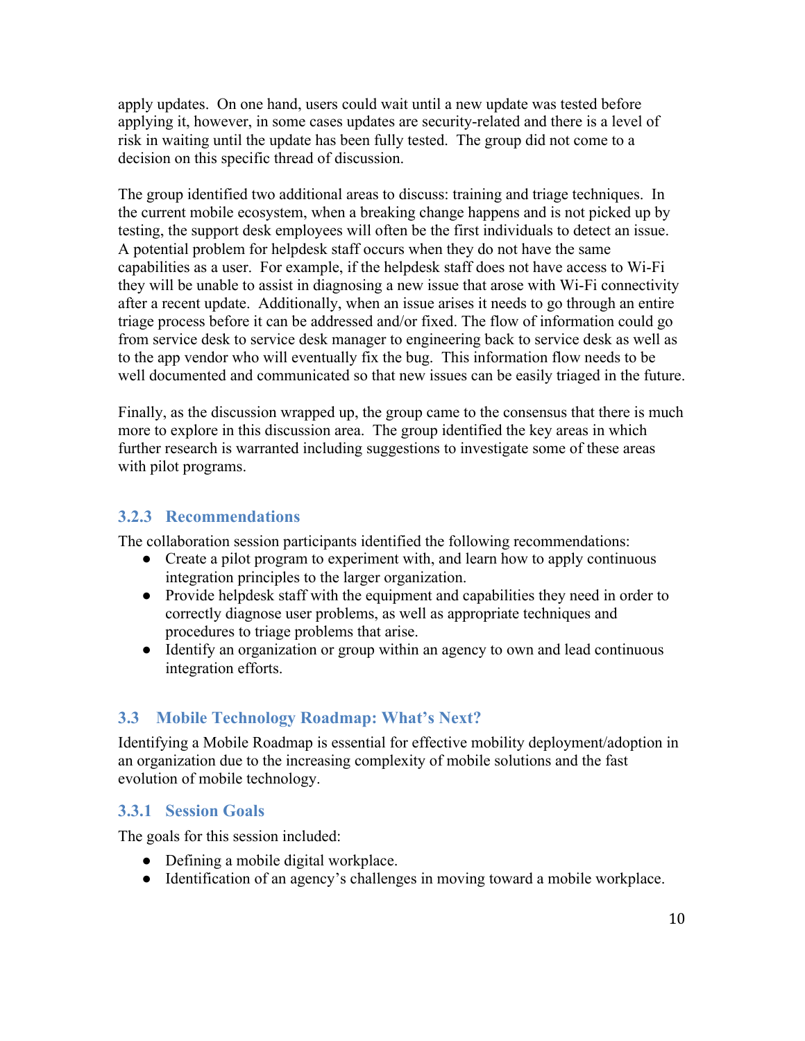apply updates. On one hand, users could wait until a new update was tested before applying it, however, in some cases updates are security-related and there is a level of risk in waiting until the update has been fully tested. The group did not come to a decision on this specific thread of discussion.

The group identified two additional areas to discuss: training and triage techniques. In the current mobile ecosystem, when a breaking change happens and is not picked up by testing, the support desk employees will often be the first individuals to detect an issue. A potential problem for helpdesk staff occurs when they do not have the same capabilities as a user. For example, if the helpdesk staff does not have access to Wi-Fi they will be unable to assist in diagnosing a new issue that arose with Wi-Fi connectivity after a recent update. Additionally, when an issue arises it needs to go through an entire triage process before it can be addressed and/or fixed. The flow of information could go from service desk to service desk manager to engineering back to service desk as well as to the app vendor who will eventually fix the bug. This information flow needs to be well documented and communicated so that new issues can be easily triaged in the future.

Finally, as the discussion wrapped up, the group came to the consensus that there is much more to explore in this discussion area. The group identified the key areas in which further research is warranted including suggestions to investigate some of these areas with pilot programs.

### 3.2.3 Recommendations

The collaboration session participants identified the following recommendations:

- Create a pilot program to experiment with, and learn how to apply continuous integration principles to the larger organization.
- Provide helpdesk staff with the equipment and capabilities they need in order to correctly diagnose user problems, as well as appropriate techniques and procedures to triage problems that arise.
- Identify an organization or group within an agency to own and lead continuous integration efforts.

## 3.3 Mobile Technology Roadmap: What's Next?

Identifying a Mobile Roadmap is essential for effective mobility deployment/adoption in an organization due to the increasing complexity of mobile solutions and the fast evolution of mobile technology.

### 3.3.1 Session Goals

The goals for this session included:

- Defining a mobile digital workplace.
- Identification of an agency's challenges in moving toward a mobile workplace.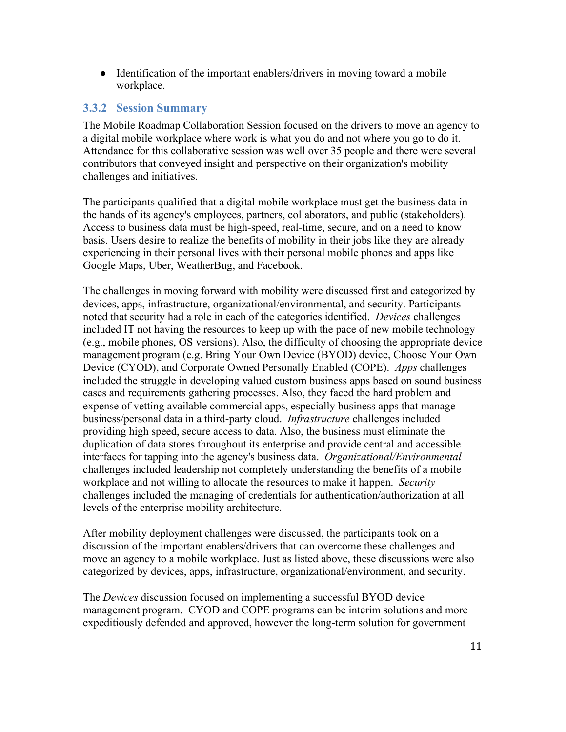- Identification of the important enablers/drivers in moving toward a mobile workplace.

### 3.3.2 Session Summary

The Mobile Roadmap Collaboration Session focused on the drivers to move an agency to a digital mobile workplace where work is what you do and not where you go to do it. Attendance for this collaborative session was well over 35 people and there were several contributors that conveyed insight and perspective on their organization's mobility challenges and initiatives.

The participants qualified that a digital mobile workplace must get the business data in the hands of its agency's employees, partners, collaborators, and public (stakeholders). Access to business data must be high-speed, real-time, secure, and on a need to know basis. Users desire to realize the benefits of mobility in their jobs like they are already experiencing in their personal lives with their personal mobile phones and apps like Google Maps, Uber, WeatherBug, and Facebook.

The challenges in moving forward with mobility were discussed first and categorized by devices, apps, infrastructure, organizational/environmental, and security. Participants noted that security had a role in each of the categories identified. *Devices* challenges included IT not having the resources to keep up with the pace of new mobile technology (e.g., mobile phones, OS versions). Also, the difficulty of choosing the appropriate device management program (e.g. Bring Your Own Device (BYOD) device, Choose Your Own Device (CYOD), and Corporate Owned Personally Enabled (COPE). *Apps* challenges included the struggle in developing valued custom business apps based on sound business cases and requirements gathering processes. Also, they faced the hard problem and expense of vetting available commercial apps, especially business apps that manage business/personal data in a third-party cloud. *Infrastructure* challenges included providing high speed, secure access to data. Also, the business must eliminate the duplication of data stores throughout its enterprise and provide central and accessible interfaces for tapping into the agency's business data. *Organizational/Environmental* challenges included leadership not completely understanding the benefits of a mobile workplace and not willing to allocate the resources to make it happen. *Security* challenges included the managing of credentials for authentication/authorization at all levels of the enterprise mobility architecture.

After mobility deployment challenges were discussed, the participants took on a discussion of the important enablers/drivers that can overcome these challenges and move an agency to a mobile workplace. Just as listed above, these discussions were also categorized by devices, apps, infrastructure, organizational/environment, and security.

The *Devices* discussion focused on implementing a successful BYOD device management program. CYOD and COPE programs can be interim solutions and more expeditiously defended and approved, however the long-term solution for government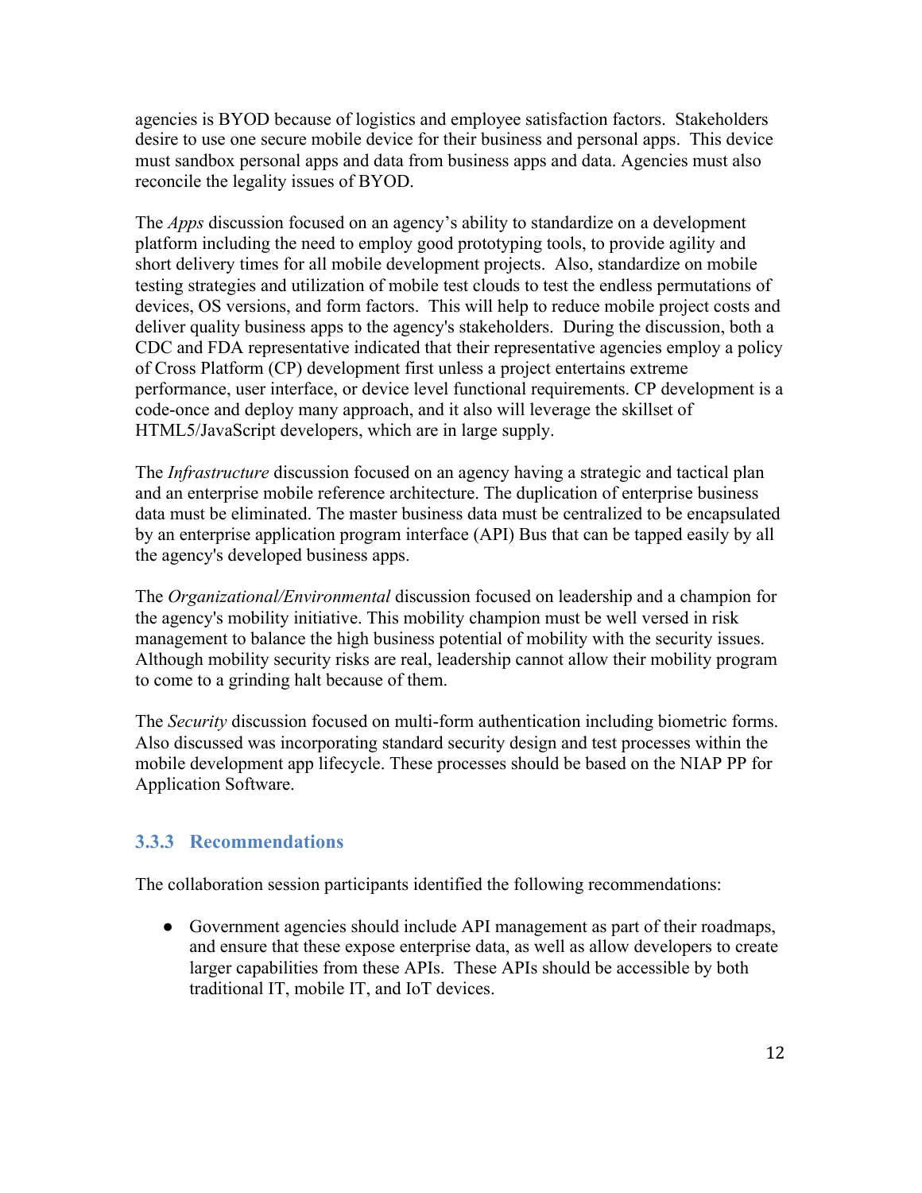agencies is BYOD because of logistics and employee satisfaction factors. Stakeholders desire to use one secure mobile device for their business and personal apps. This device must sandbox personal apps and data from business apps and data. Agencies must also reconcile the legality issues of BYOD.

The *Apps* discussion focused on an agency's ability to standardize on a development platform including the need to employ good prototyping tools, to provide agility and short delivery times for all mobile development projects. Also, standardize on mobile testing strategies and utilization of mobile test clouds to test the endless permutations of devices, OS versions, and form factors. This will help to reduce mobile project costs and deliver quality business apps to the agency's stakeholders. During the discussion, both a CDC and FDA representative indicated that their representative agencies employ a policy of Cross Platform (CP) development first unless a project entertains extreme performance, user interface, or device level functional requirements. CP development is a code-once and deploy many approach, and it also will leverage the skillset of HTML5/JavaScript developers, which are in large supply.

The *Infrastructure* discussion focused on an agency having a strategic and tactical plan and an enterprise mobile reference architecture. The duplication of enterprise business data must be eliminated. The master business data must be centralized to be encapsulated by an enterprise application program interface (API) Bus that can be tapped easily by all the agency's developed business apps.

The *Organizational/Environmental* discussion focused on leadership and a champion for the agency's mobility initiative. This mobility champion must be well versed in risk management to balance the high business potential of mobility with the security issues. Although mobility security risks are real, leadership cannot allow their mobility program to come to a grinding halt because of them.

The *Security* discussion focused on multi-form authentication including biometric forms. Also discussed was incorporating standard security design and test processes within the mobile development app lifecycle. These processes should be based on the NIAP PP for Application Software.

### 3.3.3 Recommendations

The collaboration session participants identified the following recommendations:

- Government agencies should include API management as part of their roadmaps, and ensure that these expose enterprise data, as well as allow developers to create larger capabilities from these APIs. These APIs should be accessible by both traditional IT, mobile IT, and IoT devices.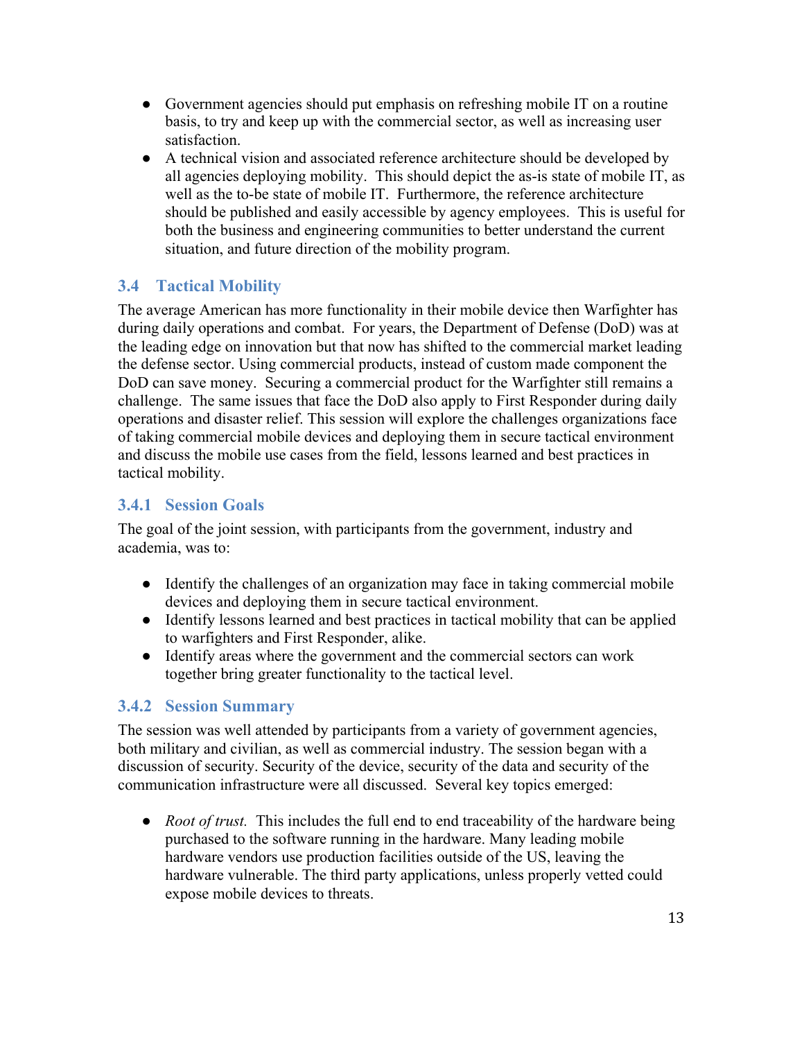- Government agencies should put emphasis on refreshing mobile IT on a routine basis, to try and keep up with the commercial sector, as well as increasing user satisfaction.
- A technical vision and associated reference architecture should be developed by all agencies deploying mobility. This should depict the as-is state of mobile IT, as well as the to-be state of mobile IT. Furthermore, the reference architecture should be published and easily accessible by agency employees. This is useful for both the business and engineering communities to better understand the current situation, and future direction of the mobility program.

## 3.4 Tactical Mobility

The average American has more functionality in their mobile device then Warfighter has during daily operations and combat. For years, the Department of Defense (DoD) was at the leading edge on innovation but that now has shifted to the commercial market leading the defense sector. Using commercial products, instead of custom made component the DoD can save money. Securing a commercial product for the Warfighter still remains a challenge. The same issues that face the DoD also apply to First Responder during daily operations and disaster relief. This session will explore the challenges organizations face of taking commercial mobile devices and deploying them in secure tactical environment and discuss the mobile use cases from the field, lessons learned and best practices in tactical mobility.

### 3.4.1 Session Goals

The goal of the joint session, with participants from the government, industry and academia, was to:

- Identify the challenges of an organization may face in taking commercial mobile devices and deploying them in secure tactical environment.
- Identify lessons learned and best practices in tactical mobility that can be applied to warfighters and First Responder, alike.
- Identify areas where the government and the commercial sectors can work together bring greater functionality to the tactical level.

### 3.4.2 Session Summary

The session was well attended by participants from a variety of government agencies, both military and civilian, as well as commercial industry. The session began with a discussion of security. Security of the device, security of the data and security of the communication infrastructure were all discussed. Several key topics emerged:

- *Root of trust.* This includes the full end to end traceability of the hardware being purchased to the software running in the hardware. Many leading mobile hardware vendors use production facilities outside of the US, leaving the hardware vulnerable. The third party applications, unless properly vetted could expose mobile devices to threats.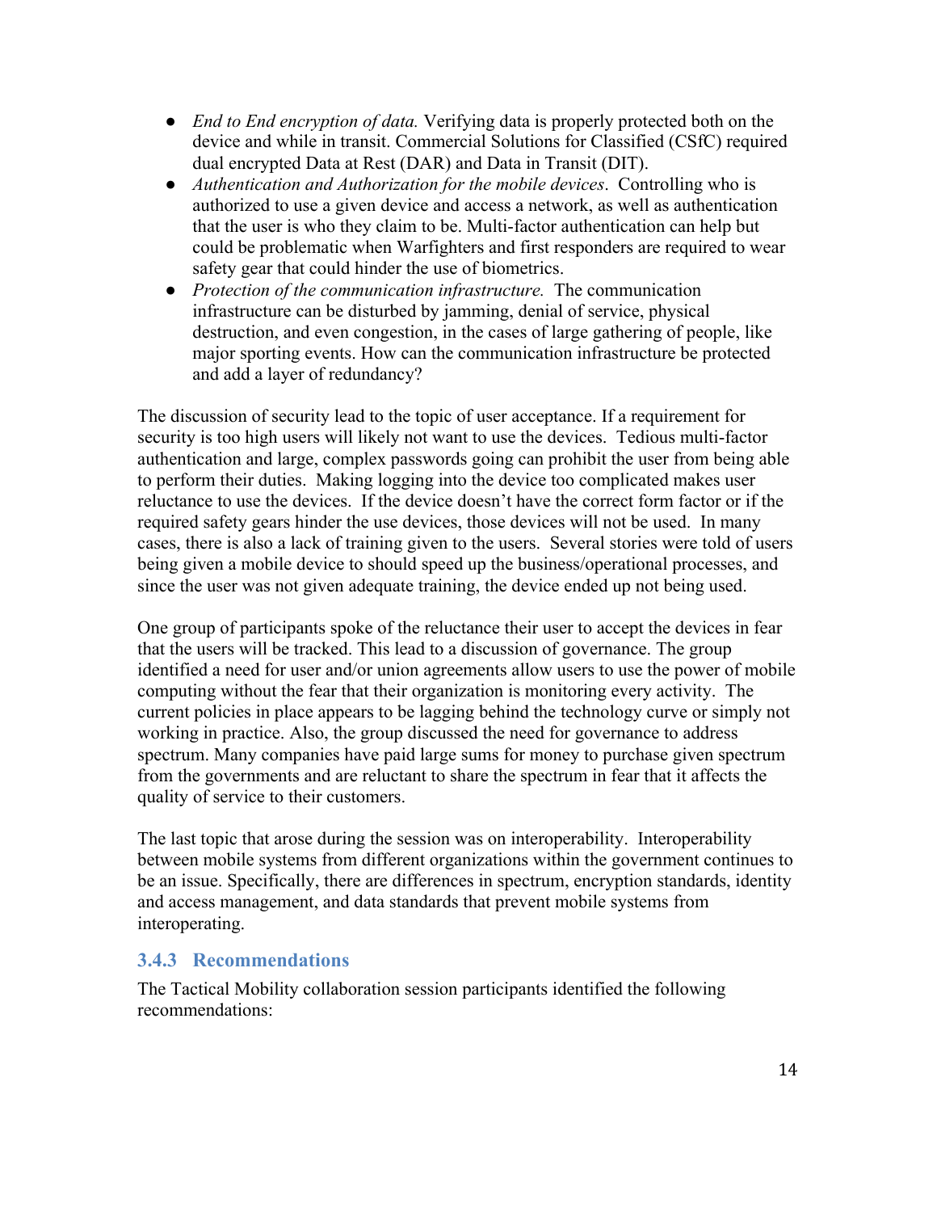- *End to End encryption of data.* Verifying data is properly protected both on the device and while in transit. Commercial Solutions for Classified (CSfC) required dual encrypted Data at Rest (DAR) and Data in Transit (DIT).
- *Authentication and Authorization for the mobile devices*. Controlling who is authorized to use a given device and access a network, as well as authentication that the user is who they claim to be. Multi-factor authentication can help but could be problematic when Warfighters and first responders are required to wear safety gear that could hinder the use of biometrics.
- *Protection of the communication infrastructure.* The communication infrastructure can be disturbed by jamming, denial of service, physical destruction, and even congestion, in the cases of large gathering of people, like major sporting events. How can the communication infrastructure be protected and add a layer of redundancy?

The discussion of security lead to the topic of user acceptance. If a requirement for security is too high users will likely not want to use the devices. Tedious multi-factor authentication and large, complex passwords going can prohibit the user from being able to perform their duties. Making logging into the device too complicated makes user reluctance to use the devices. If the device doesn't have the correct form factor or if the required safety gears hinder the use devices, those devices will not be used. In many cases, there is also a lack of training given to the users. Several stories were told of users being given a mobile device to should speed up the business/operational processes, and since the user was not given adequate training, the device ended up not being used.

One group of participants spoke of the reluctance their user to accept the devices in fear that the users will be tracked. This lead to a discussion of governance. The group identified a need for user and/or union agreements allow users to use the power of mobile computing without the fear that their organization is monitoring every activity. The current policies in place appears to be lagging behind the technology curve or simply not working in practice. Also, the group discussed the need for governance to address spectrum. Many companies have paid large sums for money to purchase given spectrum from the governments and are reluctant to share the spectrum in fear that it affects the quality of service to their customers.

The last topic that arose during the session was on interoperability. Interoperability between mobile systems from different organizations within the government continues to be an issue. Specifically, there are differences in spectrum, encryption standards, identity and access management, and data standards that prevent mobile systems from interoperating.

### 3.4.3 Recommendations

The Tactical Mobility collaboration session participants identified the following recommendations: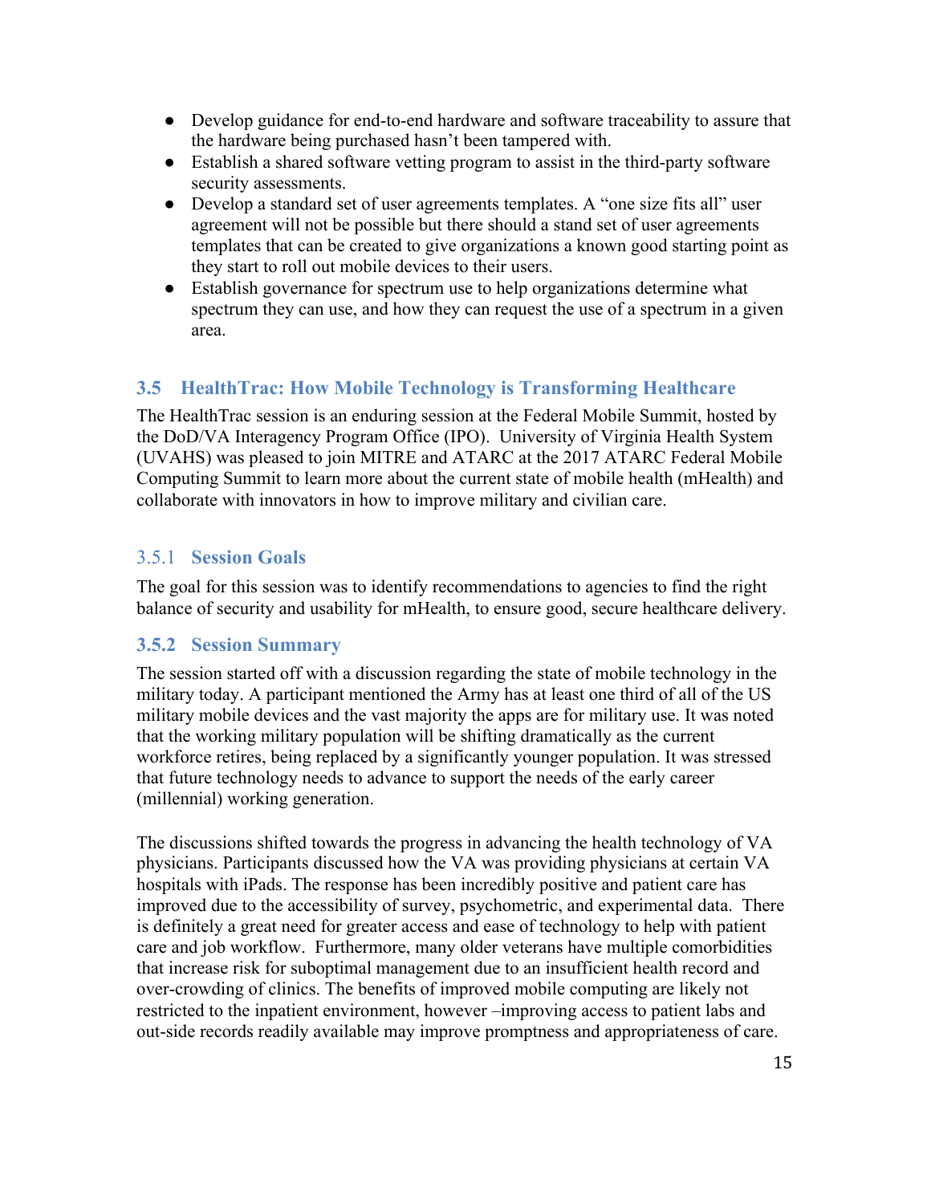- Develop guidance for end-to-end hardware and software traceability to assure that the hardware being purchased hasn't been tampered with.
- Establish a shared software vetting program to assist in the third-party software security assessments.
- Develop a standard set of user agreements templates. A "one size fits all" user agreement will not be possible but there should a stand set of user agreements templates that can be created to give organizations a known good starting point as they start to roll out mobile devices to their users.
- Establish governance for spectrum use to help organizations determine what spectrum they can use, and how they can request the use of a spectrum in a given area.

## 3.5 HealthTrac: How Mobile Technology is Transforming Healthcare

The HealthTrac session is an enduring session at the Federal Mobile Summit, hosted by the DoD/VA Interagency Program Office (IPO). University of Virginia Health System (UVAHS) was pleased to join MITRE and ATARC at the 2017 ATARC Federal Mobile Computing Summit to learn more about the current state of mobile health (mHealth) and collaborate with innovators in how to improve military and civilian care.

### 3.5.1 Session Goals

The goal for this session was to identify recommendations to agencies to find the right balance of security and usability for mHealth, to ensure good, secure healthcare delivery.

### 3.5.2 Session Summary

The session started off with a discussion regarding the state of mobile technology in the military today. A participant mentioned the Army has at least one third of all of the US military mobile devices and the vast majority the apps are for military use. It was noted that the working military population will be shifting dramatically as the current workforce retires, being replaced by a significantly younger population. It was stressed that future technology needs to advance to support the needs of the early career (millennial) working generation.

The discussions shifted towards the progress in advancing the health technology of VA physicians. Participants discussed how the VA was providing physicians at certain VA hospitals with iPads. The response has been incredibly positive and patient care has improved due to the accessibility of survey, psychometric, and experimental data. There is definitely a great need for greater access and ease of technology to help with patient care and job workflow. Furthermore, many older veterans have multiple comorbidities that increase risk for suboptimal management due to an insufficient health record and over-crowding of clinics. The benefits of improved mobile computing are likely not restricted to the inpatient environment, however –improving access to patient labs and out-side records readily available may improve promptness and appropriateness of care.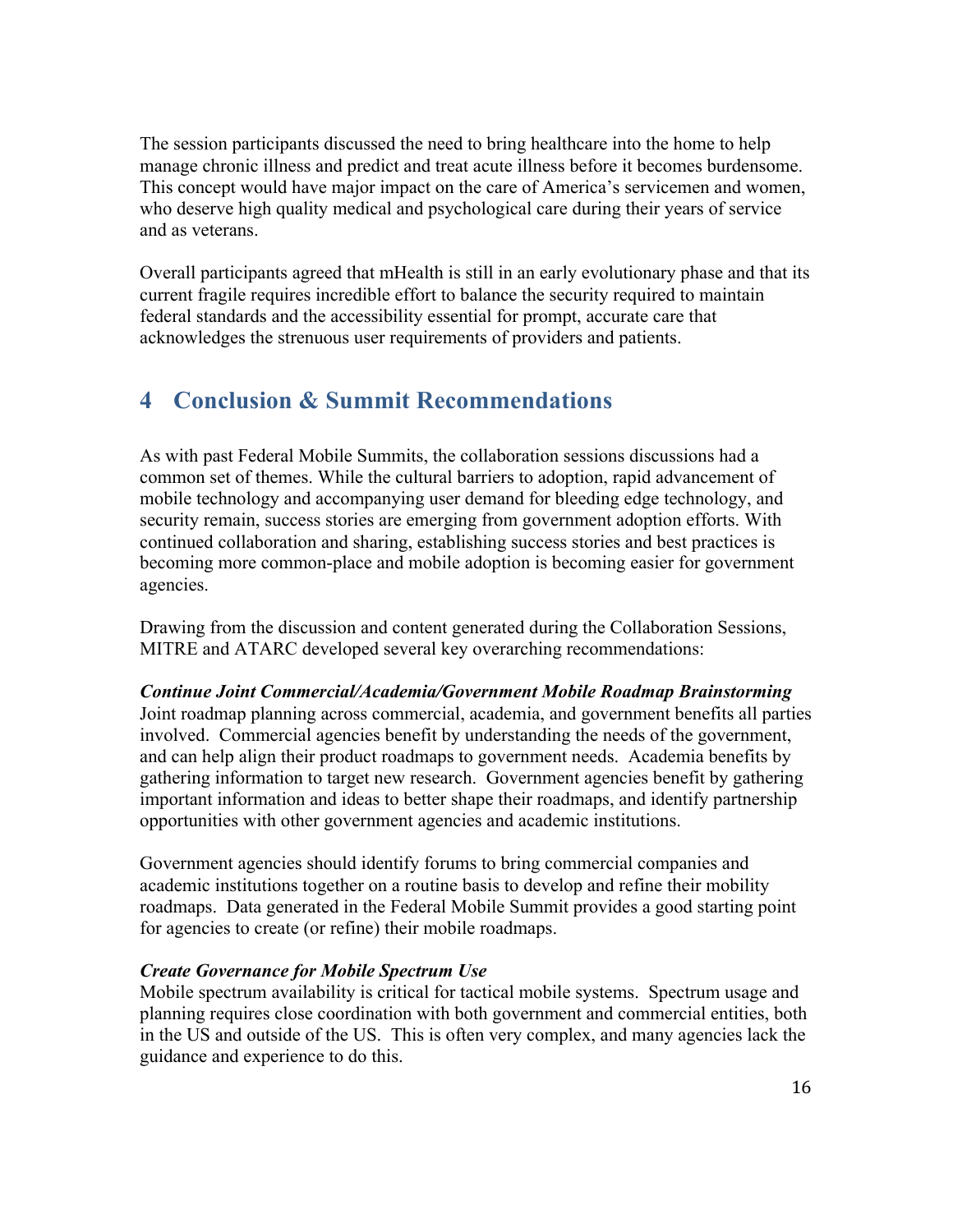The session participants discussed the need to bring healthcare into the home to help manage chronic illness and predict and treat acute illness before it becomes burdensome. This concept would have major impact on the care of America's servicemen and women, who deserve high quality medical and psychological care during their years of service and as veterans.

Overall participants agreed that mHealth is still in an early evolutionary phase and that its current fragile requires incredible effort to balance the security required to maintain federal standards and the accessibility essential for prompt, accurate care that acknowledges the strenuous user requirements of providers and patients.

# 4 Conclusion & Summit Recommendations

As with past Federal Mobile Summits, the collaboration sessions discussions had a common set of themes. While the cultural barriers to adoption, rapid advancement of mobile technology and accompanying user demand for bleeding edge technology, and security remain, success stories are emerging from government adoption efforts. With continued collaboration and sharing, establishing success stories and best practices is becoming more common-place and mobile adoption is becoming easier for government agencies.

Drawing from the discussion and content generated during the Collaboration Sessions, MITRE and ATARC developed several key overarching recommendations:

***Continue Joint Commercial/Academia/Government Mobile Roadmap Brainstorming***
Joint roadmap planning across commercial, academia, and government benefits all parties involved. Commercial agencies benefit by understanding the needs of the government, and can help align their product roadmaps to government needs. Academia benefits by gathering information to target new research. Government agencies benefit by gathering important information and ideas to better shape their roadmaps, and identify partnership opportunities with other government agencies and academic institutions.

Government agencies should identify forums to bring commercial companies and academic institutions together on a routine basis to develop and refine their mobility roadmaps. Data generated in the Federal Mobile Summit provides a good starting point for agencies to create (or refine) their mobile roadmaps.

***Create Governance for Mobile Spectrum Use***
Mobile spectrum availability is critical for tactical mobile systems. Spectrum usage and planning requires close coordination with both government and commercial entities, both in the US and outside of the US. This is often very complex, and many agencies lack the guidance and experience to do this.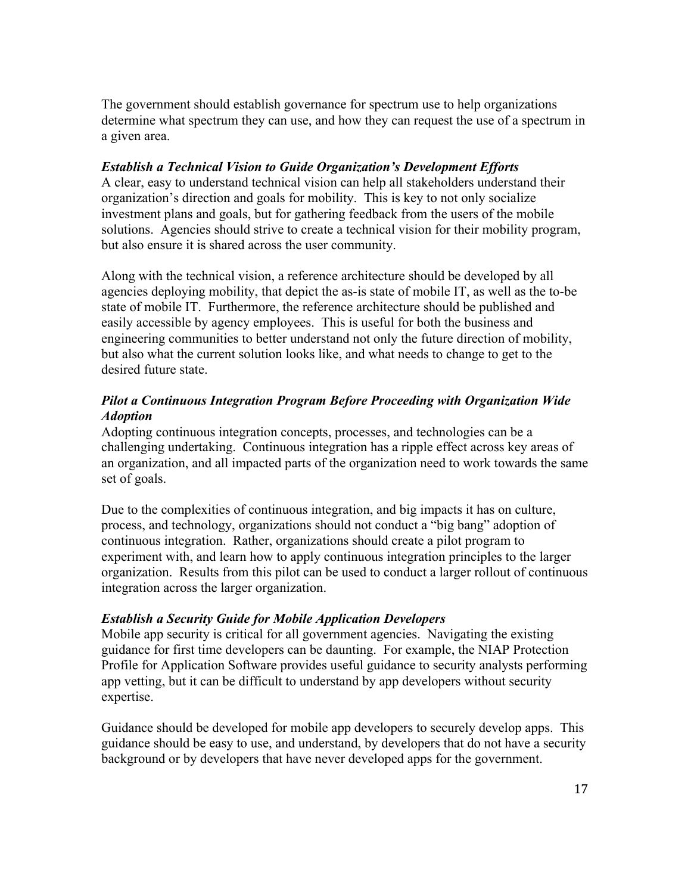The government should establish governance for spectrum use to help organizations determine what spectrum they can use, and how they can request the use of a spectrum in a given area.

***Establish a Technical Vision to Guide Organization's Development Efforts***

A clear, easy to understand technical vision can help all stakeholders understand their organization's direction and goals for mobility. This is key to not only socialize investment plans and goals, but for gathering feedback from the users of the mobile solutions. Agencies should strive to create a technical vision for their mobility program, but also ensure it is shared across the user community.

Along with the technical vision, a reference architecture should be developed by all agencies deploying mobility, that depict the as-is state of mobile IT, as well as the to-be state of mobile IT. Furthermore, the reference architecture should be published and easily accessible by agency employees. This is useful for both the business and engineering communities to better understand not only the future direction of mobility, but also what the current solution looks like, and what needs to change to get to the desired future state.

***Pilot a Continuous Integration Program Before Proceeding with Organization Wide Adoption***

Adopting continuous integration concepts, processes, and technologies can be a challenging undertaking. Continuous integration has a ripple effect across key areas of an organization, and all impacted parts of the organization need to work towards the same set of goals.

Due to the complexities of continuous integration, and big impacts it has on culture, process, and technology, organizations should not conduct a "big bang" adoption of continuous integration. Rather, organizations should create a pilot program to experiment with, and learn how to apply continuous integration principles to the larger organization. Results from this pilot can be used to conduct a larger rollout of continuous integration across the larger organization.

***Establish a Security Guide for Mobile Application Developers***

Mobile app security is critical for all government agencies. Navigating the existing guidance for first time developers can be daunting. For example, the NIAP Protection Profile for Application Software provides useful guidance to security analysts performing app vetting, but it can be difficult to understand by app developers without security expertise.

Guidance should be developed for mobile app developers to securely develop apps. This guidance should be easy to use, and understand, by developers that do not have a security background or by developers that have never developed apps for the government.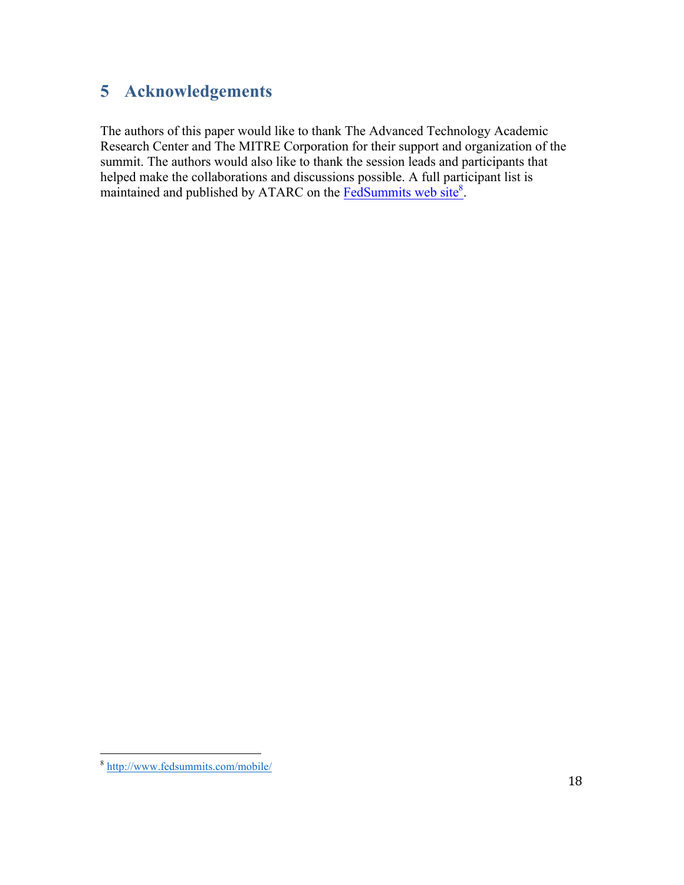# 5 Acknowledgements

The authors of this paper would like to thank The Advanced Technology Academic Research Center and The MITRE Corporation for their support and organization of the summit. The authors would also like to thank the session leads and participants that helped make the collaborations and discussions possible. A full participant list is maintained and published by ATARC on the FedSummits web site[8].

[8] http://www.fedsummits.com/mobile/